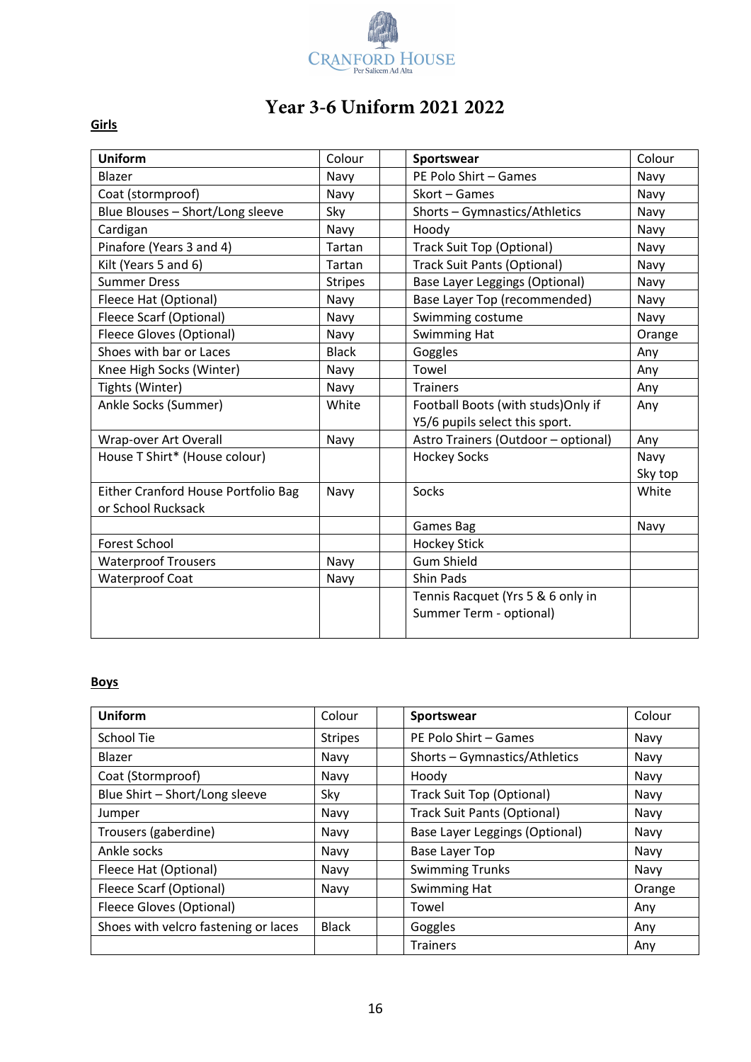CRANFORD HOUSE
Per Saliem Ad Alta

# Year 3-6 Uniform 2021 2022

**Girls**

| Uniform | Colour | | Sportswear | Colour |
|---|---|---|---|---|
| Blazer | Navy | | PE Polo Shirt – Games | Navy |
| Coat (stormproof) | Navy | | Skort – Games | Navy |
| Blue Blouses – Short/Long sleeve | Sky | | Shorts – Gymnastics/Athletics | Navy |
| Cardigan | Navy | | Hoody | Navy |
| Pinafore (Years 3 and 4) | Tartan | | Track Suit Top (Optional) | Navy |
| Kilt (Years 5 and 6) | Tartan | | Track Suit Pants (Optional) | Navy |
| Summer Dress | Stripes | | Base Layer Leggings (Optional) | Navy |
| Fleece Hat (Optional) | Navy | | Base Layer Top (recommended) | Navy |
| Fleece Scarf (Optional) | Navy | | Swimming costume | Navy |
| Fleece Gloves (Optional) | Navy | | Swimming Hat | Orange |
| Shoes with bar or Laces | Black | | Goggles | Any |
| Knee High Socks (Winter) | Navy | | Towel | Any |
| Tights (Winter) | Navy | | Trainers | Any |
| Ankle Socks (Summer) | White | | Football Boots (with studs)Only if Y5/6 pupils select this sport. | Any |
| Wrap-over Art Overall | Navy | | Astro Trainers (Outdoor – optional) | Any |
| House T Shirt* (House colour) | | | Hockey Socks | Navy Sky top |
| Either Cranford House Portfolio Bag or School Rucksack | Navy | | Socks | White |
| | | | Games Bag | Navy |
| Forest School | | | Hockey Stick | |
| Waterproof Trousers | Navy | | Gum Shield | |
| Waterproof Coat | Navy | | Shin Pads | |
| | | | Tennis Racquet (Yrs 5 & 6 only in Summer Term - optional) | |

**Boys**

| Uniform | Colour | | Sportswear | Colour |
|---|---|---|---|---|
| School Tie | Stripes | | PE Polo Shirt – Games | Navy |
| Blazer | Navy | | Shorts – Gymnastics/Athletics | Navy |
| Coat (Stormproof) | Navy | | Hoody | Navy |
| Blue Shirt – Short/Long sleeve | Sky | | Track Suit Top (Optional) | Navy |
| Jumper | Navy | | Track Suit Pants (Optional) | Navy |
| Trousers (gaberdine) | Navy | | Base Layer Leggings (Optional) | Navy |
| Ankle socks | Navy | | Base Layer Top | Navy |
| Fleece Hat (Optional) | Navy | | Swimming Trunks | Navy |
| Fleece Scarf (Optional) | Navy | | Swimming Hat | Orange |
| Fleece Gloves (Optional) | | | Towel | Any |
| Shoes with velcro fastening or laces | Black | | Goggles | Any |
| | | | Trainers | Any |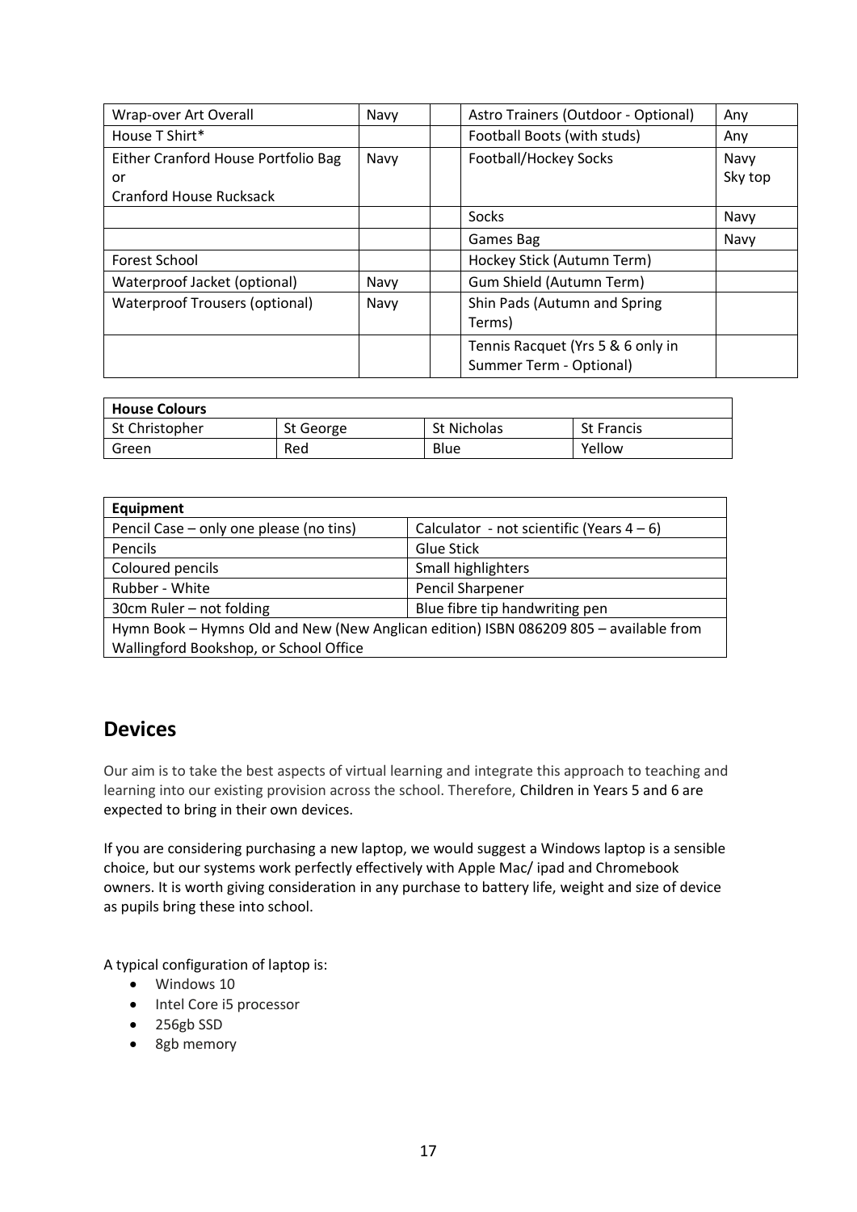| | | | | |
|---|---|---|---|---|
| Wrap-over Art Overall | Navy | | Astro Trainers (Outdoor - Optional) | Any |
| House T Shirt* | | | Football Boots (with studs) | Any |
| Either Cranford House Portfolio Bag or Cranford House Rucksack | Navy | | Football/Hockey Socks | Navy Sky top |
| | | | Socks | Navy |
| | | | Games Bag | Navy |
| Forest School | | | Hockey Stick (Autumn Term) | |
| Waterproof Jacket (optional) | Navy | | Gum Shield (Autumn Term) | |
| Waterproof Trousers (optional) | Navy | | Shin Pads (Autumn and Spring Terms) | |
| | | | Tennis Racquet (Yrs 5 & 6 only in Summer Term - Optional) | |

| **House Colours** | | | |
|---|---|---|---|
| St Christopher | St George | St Nicholas | St Francis |
| Green | Red | Blue | Yellow |

| **Equipment** | |
|---|---|
| Pencil Case – only one please (no tins) | Calculator - not scientific (Years 4 – 6) |
| Pencils | Glue Stick |
| Coloured pencils | Small highlighters |
| Rubber - White | Pencil Sharpener |
| 30cm Ruler – not folding | Blue fibre tip handwriting pen |
| Hymn Book – Hymns Old and New (New Anglican edition) ISBN 086209 805 – available from Wallingford Bookshop, or School Office | |

## Devices

Our aim is to take the best aspects of virtual learning and integrate this approach to teaching and learning into our existing provision across the school. Therefore, Children in Years 5 and 6 are expected to bring in their own devices.

If you are considering purchasing a new laptop, we would suggest a Windows laptop is a sensible choice, but our systems work perfectly effectively with Apple Mac/ ipad and Chromebook owners. It is worth giving consideration in any purchase to battery life, weight and size of device as pupils bring these into school.

A typical configuration of laptop is:

- Windows 10
- Intel Core i5 processor
- 256gb SSD
- 8gb memory